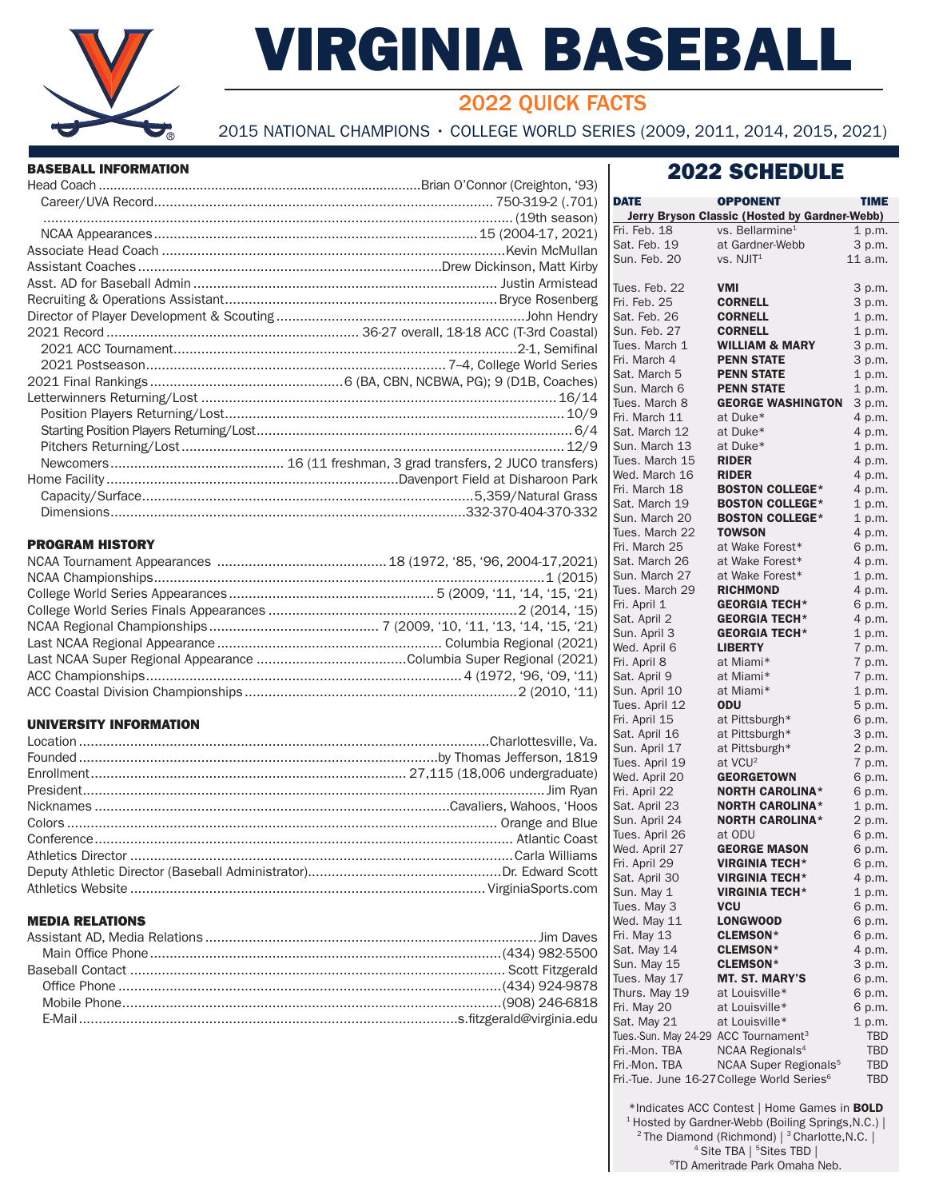# VIRGINIA BASEBALL

## 2022 QUICK FACTS

2015 NATIONAL CHAMPIONS • COLLEGE WORLD SERIES (2009, 2011, 2014, 2015, 2021)

### BASEBALL INFORMATION

| | |
|---|---|
| Head Coach | Brian O'Connor (Creighton, '93) |
| Career/UVA Record | 750-319-2 (.701) |
| | (19th season) |
| NCAA Appearances | 15 (2004-17, 2021) |
| Associate Head Coach | Kevin McMullan |
| Assistant Coaches | Drew Dickinson, Matt Kirby |
| Asst. AD for Baseball Admin | Justin Armistead |
| Recruiting & Operations Assistant | Bryce Rosenberg |
| Director of Player Development & Scouting | John Hendry |
| 2021 Record | 36-27 overall, 18-18 ACC (T-3rd Coastal) |
| 2021 ACC Tournament | 2-1, Semifinal |
| 2021 Postseason | 7–4, College World Series |
| 2021 Final Rankings | 6 (BA, CBN, NCBWA, PG); 9 (D1B, Coaches) |
| Letterwinners Returning/Lost | 16/14 |
| Position Players Returning/Lost | 10/9 |
| Starting Position Players Returning/Lost | 6/4 |
| Pitchers Returning/Lost | 12/9 |
| Newcomers | 16 (11 freshman, 3 grad transfers, 2 JUCO transfers) |
| Home Facility | Davenport Field at Disharoon Park |
| Capacity/Surface | 5,359/Natural Grass |
| Dimensions | 332-370-404-370-332 |

### PROGRAM HISTORY

| | |
|---|---|
| NCAA Tournament Appearances | 18 (1972, '85, '96, 2004-17,2021) |
| NCAA Championships | 1 (2015) |
| College World Series Appearances | 5 (2009, '11, '14, '15, '21) |
| College World Series Finals Appearances | 2 (2014, '15) |
| NCAA Regional Championships | 7 (2009, '10, '11, '13, '14, '15, '21) |
| Last NCAA Regional Appearance | Columbia Regional (2021) |
| Last NCAA Super Regional Appearance | Columbia Super Regional (2021) |
| ACC Championships | 4 (1972, '96, '09, '11) |
| ACC Coastal Division Championships | 2 (2010, '11) |

### UNIVERSITY INFORMATION

| | |
|---|---|
| Location | Charlottesville, Va. |
| Founded | by Thomas Jefferson, 1819 |
| Enrollment | 27,115 (18,006 undergraduate) |
| President | Jim Ryan |
| Nicknames | Cavaliers, Wahoos, 'Hoos |
| Colors | Orange and Blue |
| Conference | Atlantic Coast |
| Athletics Director | Carla Williams |
| Deputy Athletic Director (Baseball Administrator) | Dr. Edward Scott |
| Athletics Website | VirginiaSports.com |

### MEDIA RELATIONS

| | |
|---|---|
| Assistant AD, Media Relations | Jim Daves |
| Main Office Phone | (434) 982-5500 |
| Baseball Contact | Scott Fitzgerald |
| Office Phone | (434) 924-9878 |
| Mobile Phone | (908) 246-6818 |
| E-Mail | s.fitzgerald@virginia.edu |

## 2022 SCHEDULE

| DATE | OPPONENT | TIME |
|---|---|---|
| **Jerry Bryson Classic (Hosted by Gardner-Webb)** | | |
| Fri. Feb. 18 | vs. Bellarmine[1] | 1 p.m. |
| Sat. Feb. 19 | at Gardner-Webb | 3 p.m. |
| Sun. Feb. 20 | vs. NJIT[1] | 11 a.m. |
| Tues. Feb. 22 | **VMI** | 3 p.m. |
| Fri. Feb. 25 | **CORNELL** | 3 p.m. |
| Sat. Feb. 26 | **CORNELL** | 1 p.m. |
| Sun. Feb. 27 | **CORNELL** | 1 p.m. |
| Tues. March 1 | **WILLIAM & MARY** | 3 p.m. |
| Fri. March 4 | **PENN STATE** | 3 p.m. |
| Sat. March 5 | **PENN STATE** | 1 p.m. |
| Sun. March 6 | **PENN STATE** | 1 p.m. |
| Tues. March 8 | **GEORGE WASHINGTON** | 3 p.m. |
| Fri. March 11 | at Duke* | 4 p.m. |
| Sat. March 12 | at Duke* | 4 p.m. |
| Sun. March 13 | at Duke* | 1 p.m. |
| Tues. March 15 | **RIDER** | 4 p.m. |
| Wed. March 16 | **RIDER** | 4 p.m. |
| Fri. March 18 | **BOSTON COLLEGE*** | 4 p.m. |
| Sat. March 19 | **BOSTON COLLEGE*** | 1 p.m. |
| Sun. March 20 | **BOSTON COLLEGE*** | 1 p.m. |
| Tues. March 22 | **TOWSON** | 4 p.m. |
| Fri. March 25 | at Wake Forest* | 6 p.m. |
| Sat. March 26 | at Wake Forest* | 4 p.m. |
| Sun. March 27 | at Wake Forest* | 1 p.m. |
| Tues. March 29 | **RICHMOND** | 4 p.m. |
| Fri. April 1 | **GEORGIA TECH*** | 6 p.m. |
| Sat. April 2 | **GEORGIA TECH*** | 4 p.m. |
| Sun. April 3 | **GEORGIA TECH*** | 1 p.m. |
| Wed. April 6 | **LIBERTY** | 7 p.m. |
| Fri. April 8 | at Miami* | 7 p.m. |
| Sat. April 9 | at Miami* | 7 p.m. |
| Sun. April 10 | at Miami* | 1 p.m. |
| Tues. April 12 | **ODU** | 5 p.m. |
| Fri. April 15 | at Pittsburgh* | 6 p.m. |
| Sat. April 16 | at Pittsburgh* | 3 p.m. |
| Sun. April 17 | at Pittsburgh* | 2 p.m. |
| Tues. April 19 | at VCU[2] | 7 p.m. |
| Wed. April 20 | **GEORGETOWN** | 6 p.m. |
| Fri. April 22 | **NORTH CAROLINA*** | 6 p.m. |
| Sat. April 23 | **NORTH CAROLINA*** | 1 p.m. |
| Sun. April 24 | **NORTH CAROLINA*** | 2 p.m. |
| Tues. April 26 | at ODU | 6 p.m. |
| Wed. April 27 | **GEORGE MASON** | 6 p.m. |
| Fri. April 29 | **VIRGINIA TECH*** | 6 p.m. |
| Sat. April 30 | **VIRGINIA TECH*** | 4 p.m. |
| Sun. May 1 | **VIRGINIA TECH*** | 1 p.m. |
| Tues. May 3 | **VCU** | 6 p.m. |
| Wed. May 11 | **LONGWOOD** | 6 p.m. |
| Fri. May 13 | **CLEMSON*** | 6 p.m. |
| Sat. May 14 | **CLEMSON*** | 4 p.m. |
| Sun. May 15 | **CLEMSON*** | 3 p.m. |
| Tues. May 17 | **MT. ST. MARY'S** | 6 p.m. |
| Thurs. May 19 | at Louisville* | 6 p.m. |
| Fri. May 20 | at Louisville* | 6 p.m. |
| Sat. May 21 | at Louisville* | 1 p.m. |
| Tues.-Sun. May 24-29 | ACC Tournament[3] | TBD |
| Fri.-Mon. TBA | NCAA Regionals[4] | TBD |
| Fri.-Mon. TBA | NCAA Super Regionals[5] | TBD |
| Fri.-Tue. June 16-27 | College World Series[6] | TBD |

*Indicates ACC Contest | Home Games in **BOLD**
[1] Hosted by Gardner-Webb (Boiling Springs,N.C.) | [2] The Diamond (Richmond) | [3] Charlotte,N.C. | [4] Site TBA | [5] Sites TBD | [6] TD Ameritrade Park Omaha Neb.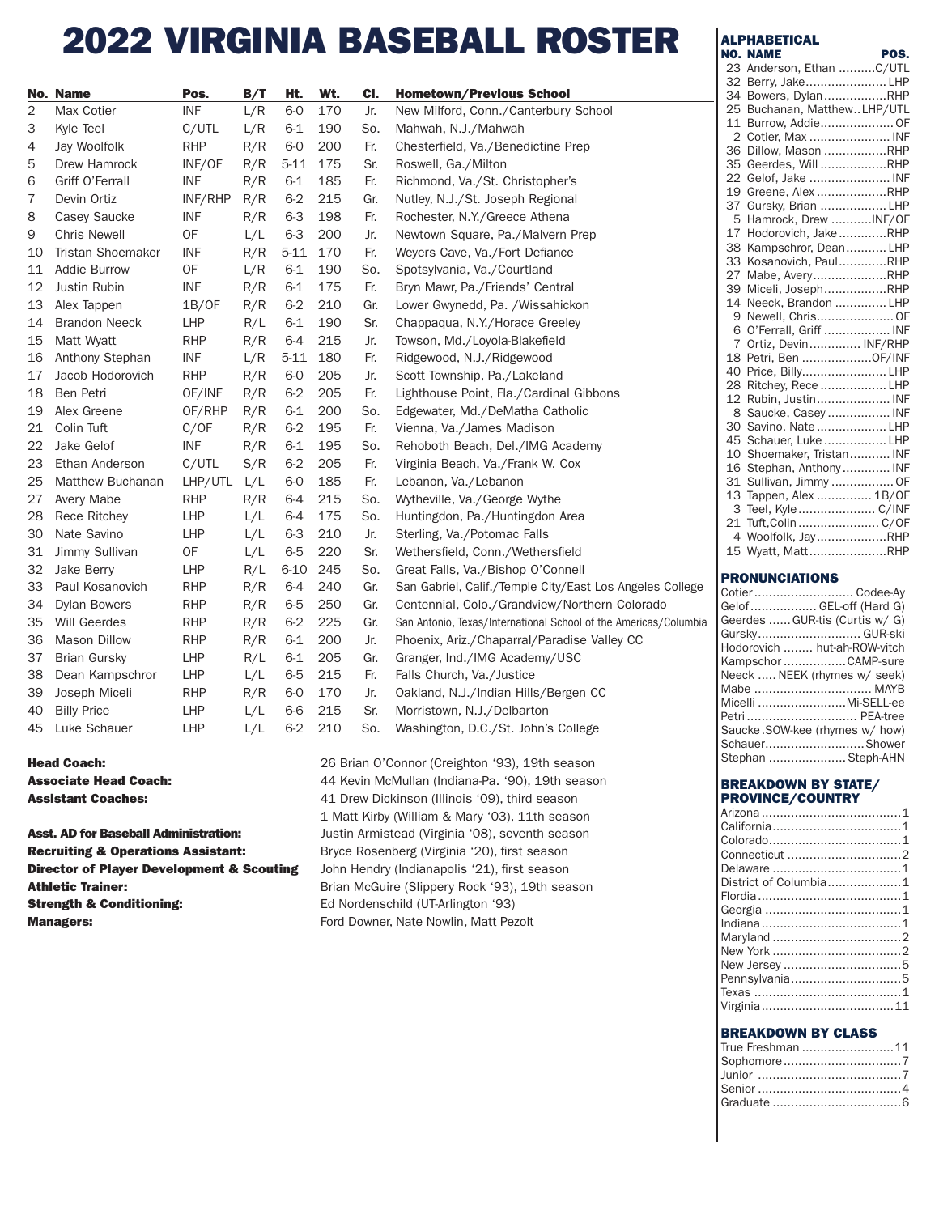# 2022 VIRGINIA BASEBALL ROSTER

| No. | Name | Pos. | B/T | Ht. | Wt. | Cl. | Hometown/Previous School |
|---|---|---|---|---|---|---|---|
| 2 | Max Cotier | INF | L/R | 6-0 | 170 | Jr. | New Milford, Conn./Canterbury School |
| 3 | Kyle Teel | C/UTL | L/R | 6-1 | 190 | So. | Mahwah, N.J./Mahwah |
| 4 | Jay Woolfolk | RHP | R/R | 6-0 | 200 | Fr. | Chesterfield, Va./Benedictine Prep |
| 5 | Drew Hamrock | INF/OF | R/R | 5-11 | 175 | Sr. | Roswell, Ga./Milton |
| 6 | Griff O'Ferrall | INF | R/R | 6-1 | 185 | Fr. | Richmond, Va./St. Christopher's |
| 7 | Devin Ortiz | INF/RHP | R/R | 6-2 | 215 | Gr. | Nutley, N.J./St. Joseph Regional |
| 8 | Casey Saucke | INF | R/R | 6-3 | 198 | Fr. | Rochester, N.Y./Greece Athena |
| 9 | Chris Newell | OF | L/L | 6-3 | 200 | Jr. | Newtown Square, Pa./Malvern Prep |
| 10 | Tristan Shoemaker | INF | R/R | 5-11 | 170 | Fr. | Weyers Cave, Va./Fort Defiance |
| 11 | Addie Burrow | OF | L/R | 6-1 | 190 | So. | Spotsylvania, Va./Courtland |
| 12 | Justin Rubin | INF | R/R | 6-1 | 175 | Fr. | Bryn Mawr, Pa./Friends' Central |
| 13 | Alex Tappen | 1B/OF | R/R | 6-2 | 210 | Gr. | Lower Gwynedd, Pa. /Wissahickon |
| 14 | Brandon Neeck | LHP | R/L | 6-1 | 190 | Sr. | Chappaqua, N.Y./Horace Greeley |
| 15 | Matt Wyatt | RHP | R/R | 6-4 | 215 | Jr. | Towson, Md./Loyola-Blakefield |
| 16 | Anthony Stephan | INF | L/R | 5-11 | 180 | Fr. | Ridgewood, N.J./Ridgewood |
| 17 | Jacob Hodorovich | RHP | R/R | 6-0 | 205 | Jr. | Scott Township, Pa./Lakeland |
| 18 | Ben Petri | OF/INF | R/R | 6-2 | 205 | Fr. | Lighthouse Point, Fla./Cardinal Gibbons |
| 19 | Alex Greene | OF/RHP | R/R | 6-1 | 200 | So. | Edgewater, Md./DeMatha Catholic |
| 21 | Colin Tuft | C/OF | R/R | 6-2 | 195 | Fr. | Vienna, Va./James Madison |
| 22 | Jake Gelof | INF | R/R | 6-1 | 195 | So. | Rehoboth Beach, Del./IMG Academy |
| 23 | Ethan Anderson | C/UTL | S/R | 6-2 | 205 | Fr. | Virginia Beach, Va./Frank W. Cox |
| 25 | Matthew Buchanan | LHP/UTL | L/L | 6-0 | 185 | Fr. | Lebanon, Va./Lebanon |
| 27 | Avery Mabe | RHP | R/R | 6-4 | 215 | So. | Wytheville, Va./George Wythe |
| 28 | Rece Ritchey | LHP | L/L | 6-4 | 175 | So. | Huntingdon, Pa./Huntingdon Area |
| 30 | Nate Savino | LHP | L/L | 6-3 | 210 | Jr. | Sterling, Va./Potomac Falls |
| 31 | Jimmy Sullivan | OF | L/L | 6-5 | 220 | Sr. | Wethersfield, Conn./Wethersfield |
| 32 | Jake Berry | LHP | R/L | 6-10 | 245 | So. | Great Falls, Va./Bishop O'Connell |
| 33 | Paul Kosanovich | RHP | R/R | 6-4 | 240 | Gr. | San Gabriel, Calif./Temple City/East Los Angeles College |
| 34 | Dylan Bowers | RHP | R/R | 6-5 | 250 | Gr. | Centennial, Colo./Grandview/Northern Colorado |
| 35 | Will Geerdes | RHP | R/R | 6-2 | 225 | Gr. | San Antonio, Texas/International School of the Americas/Columbia |
| 36 | Mason Dillow | RHP | R/R | 6-1 | 200 | Jr. | Phoenix, Ariz./Chaparral/Paradise Valley CC |
| 37 | Brian Gursky | LHP | R/L | 6-1 | 205 | Gr. | Granger, Ind./IMG Academy/USC |
| 38 | Dean Kampschror | LHP | L/L | 6-5 | 215 | Fr. | Falls Church, Va./Justice |
| 39 | Joseph Miceli | RHP | R/R | 6-0 | 170 | Jr. | Oakland, N.J./Indian Hills/Bergen CC |
| 40 | Billy Price | LHP | L/L | 6-6 | 215 | Sr. | Morristown, N.J./Delbarton |
| 45 | Luke Schauer | LHP | L/L | 6-2 | 210 | So. | Washington, D.C./St. John's College |

**Head Coach:** 26 Brian O'Connor (Creighton '93), 19th season
**Associate Head Coach:** 44 Kevin McMullan (Indiana-Pa. '90), 19th season
**Assistant Coaches:** 41 Drew Dickinson (Illinois '09), third season
1 Matt Kirby (William & Mary '03), 11th season
**Asst. AD for Baseball Administration:** Justin Armistead (Virginia '08), seventh season
**Recruiting & Operations Assistant:** Bryce Rosenberg (Virginia '20), first season
**Director of Player Development & Scouting** John Hendry (Indianapolis '21), first season
**Athletic Trainer:** Brian McGuire (Slippery Rock '93), 19th season
**Strength & Conditioning:** Ed Nordenschild (UT-Arlington '93)
**Managers:** Ford Downer, Nate Nowlin, Matt Pezolt

## ALPHABETICAL

| NO. | NAME | POS. |
|---|---|---|
| 23 | Anderson, Ethan | C/UTL |
| 32 | Berry, Jake | LHP |
| 34 | Bowers, Dylan | RHP |
| 25 | Buchanan, Matthew | LHP/UTL |
| 11 | Burrow, Addie | OF |
| 2 | Cotier, Max | INF |
| 36 | Dillow, Mason | RHP |
| 35 | Geerdes, Will | RHP |
| 22 | Gelof, Jake | INF |
| 19 | Greene, Alex | RHP |
| 37 | Gursky, Brian | LHP |
| 5 | Hamrock, Drew | INF/OF |
| 17 | Hodorovich, Jake | RHP |
| 38 | Kampschror, Dean | LHP |
| 33 | Kosanovich, Paul | RHP |
| 27 | Mabe, Avery | RHP |
| 39 | Miceli, Joseph | RHP |
| 14 | Neeck, Brandon | LHP |
| 9 | Newell, Chris | OF |
| 6 | O'Ferrall, Griff | INF |
| 7 | Ortiz, Devin | INF/RHP |
| 18 | Petri, Ben | OF/INF |
| 40 | Price, Billy | LHP |
| 28 | Ritchey, Rece | LHP |
| 12 | Rubin, Justin | INF |
| 8 | Saucke, Casey | INF |
| 30 | Savino, Nate | LHP |
| 45 | Schauer, Luke | LHP |
| 10 | Shoemaker, Tristan | INF |
| 16 | Stephan, Anthony | INF |
| 31 | Sullivan, Jimmy | OF |
| 13 | Tappen, Alex | 1B/OF |
| 3 | Teel, Kyle | C/INF |
| 21 | Tuft, Colin | C/OF |
| 4 | Woolfolk, Jay | RHP |
| 15 | Wyatt, Matt | RHP |

## PRONUNCIATIONS

| | |
|---|---|
| Cotier | Codee-Ay |
| Gelof | GEL-off (Hard G) |
| Geerdes | GUR-tis (Curtis w/ G) |
| Gursky | GUR-ski |
| Hodorovich | hut-ah-ROW-vitch |
| Kampschror | CAMP-sure |
| Neeck | NEEK (rhymes w/ seek) |
| Mabe | MAYB |
| Micelli | Mi-SELL-ee |
| Petri | PEA-tree |
| Saucke | SOW-kee (rhymes w/ how) |
| Schauer | Shower |
| Stephan | Steph-AHN |

## BREAKDOWN BY STATE/ PROVINCE/COUNTRY

| | |
|---|---|
| Arizona | 1 |
| California | 1 |
| Colorado | 1 |
| Connecticut | 2 |
| Delaware | 1 |
| District of Columbia | 1 |
| Flordia | 1 |
| Georgia | 1 |
| Indiana | 1 |
| Maryland | 2 |
| New York | 2 |
| New Jersey | 5 |
| Pennsylvania | 5 |
| Texas | 1 |
| Virginia | 11 |

## BREAKDOWN BY CLASS

| | |
|---|---|
| True Freshman | 11 |
| Sophomore | 7 |
| Junior | 7 |
| Senior | 4 |
| Graduate | 6 |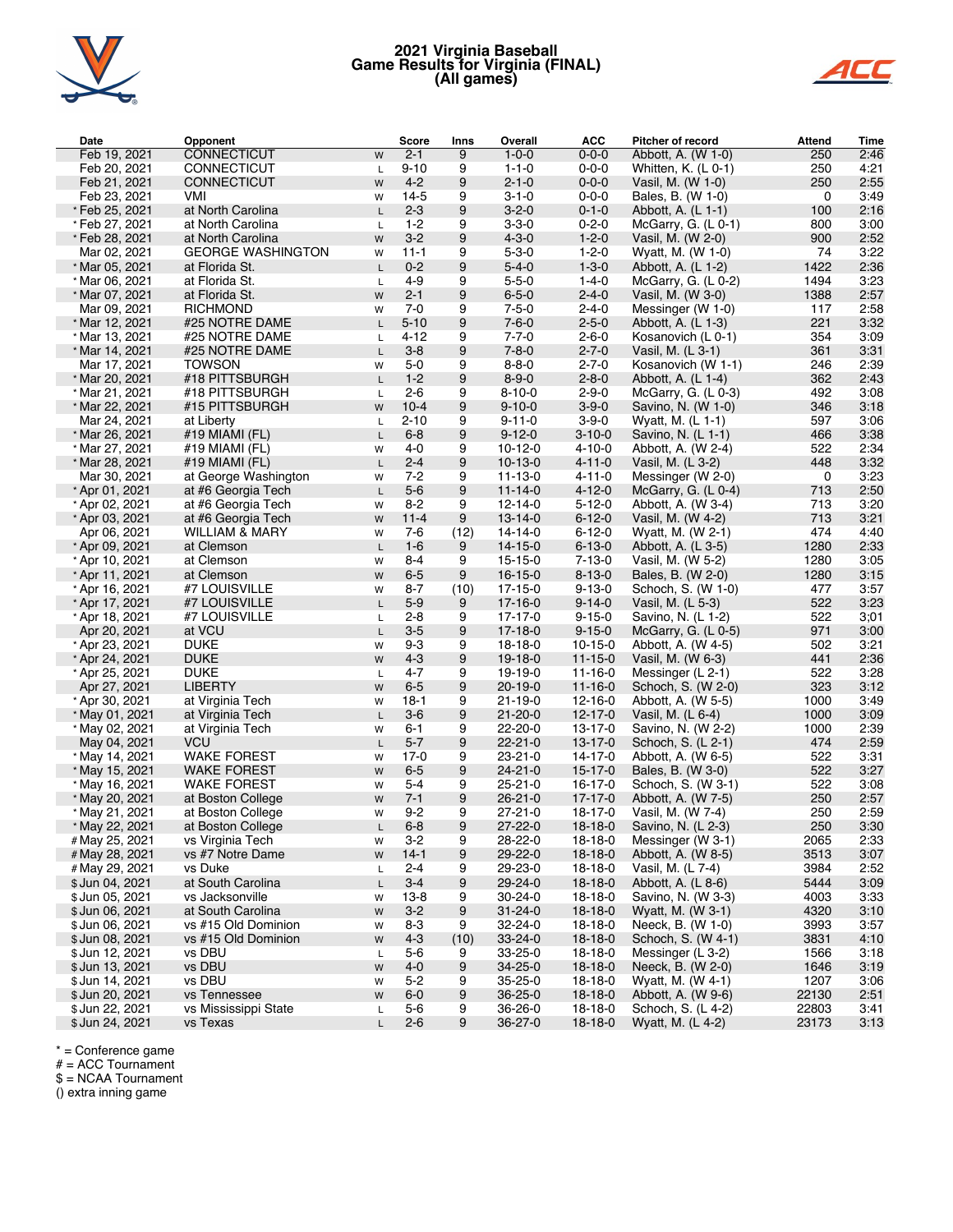# 2021 Virginia Baseball
# Game Results for Virginia (FINAL)
# (All games)

| Date | Opponent | | Score | Inns | Overall | ACC | Pitcher of record | Attend | Time |
|---|---|---|---|---|---|---|---|---|---|
| Feb 19, 2021 | CONNECTICUT | W | 2-1 | 9 | 1-0-0 | 0-0-0 | Abbott, A. (W 1-0) | 250 | 2:46 |
| Feb 20, 2021 | CONNECTICUT | L | 9-10 | 9 | 1-1-0 | 0-0-0 | Whitten, K. (L 0-1) | 250 | 4:21 |
| Feb 21, 2021 | CONNECTICUT | W | 4-2 | 9 | 2-1-0 | 0-0-0 | Vasil, M. (W 1-0) | 250 | 2:55 |
| Feb 23, 2021 | VMI | W | 14-5 | 9 | 3-1-0 | 0-0-0 | Bales, B. (W 1-0) | 0 | 3:49 |
| * Feb 25, 2021 | at North Carolina | L | 2-3 | 9 | 3-2-0 | 0-1-0 | Abbott, A. (L 1-1) | 100 | 2:16 |
| * Feb 27, 2021 | at North Carolina | L | 1-2 | 9 | 3-3-0 | 0-2-0 | McGarry, G. (L 0-1) | 800 | 3:00 |
| * Feb 28, 2021 | at North Carolina | W | 3-2 | 9 | 4-3-0 | 1-2-0 | Vasil, M. (W 2-0) | 900 | 2:52 |
| Mar 02, 2021 | GEORGE WASHINGTON | W | 11-1 | 9 | 5-3-0 | 1-2-0 | Wyatt, M. (W 1-0) | 74 | 3:22 |
| * Mar 05, 2021 | at Florida St. | L | 0-2 | 9 | 5-4-0 | 1-3-0 | Abbott, A. (L 1-2) | 1422 | 2:36 |
| * Mar 06, 2021 | at Florida St. | L | 4-9 | 9 | 5-5-0 | 1-4-0 | McGarry, G. (L 0-2) | 1494 | 3:23 |
| * Mar 07, 2021 | at Florida St. | W | 2-1 | 9 | 6-5-0 | 2-4-0 | Vasil, M. (W 3-0) | 1388 | 2:57 |
| Mar 09, 2021 | RICHMOND | W | 7-0 | 9 | 7-5-0 | 2-4-0 | Messinger (W 1-0) | 117 | 2:58 |
| * Mar 12, 2021 | #25 NOTRE DAME | L | 5-10 | 9 | 7-6-0 | 2-5-0 | Abbott, A. (L 1-3) | 221 | 3:32 |
| * Mar 13, 2021 | #25 NOTRE DAME | L | 4-12 | 9 | 7-7-0 | 2-6-0 | Kosanovich (L 0-1) | 354 | 3:09 |
| * Mar 14, 2021 | #25 NOTRE DAME | L | 3-8 | 9 | 7-8-0 | 2-7-0 | Vasil, M. (L 3-1) | 361 | 3:31 |
| Mar 17, 2021 | TOWSON | W | 5-0 | 9 | 8-8-0 | 2-7-0 | Kosanovich (W 1-1) | 246 | 2:39 |
| * Mar 20, 2021 | #18 PITTSBURGH | L | 1-2 | 9 | 8-9-0 | 2-8-0 | Abbott, A. (L 1-4) | 362 | 2:43 |
| * Mar 21, 2021 | #18 PITTSBURGH | L | 2-6 | 9 | 8-10-0 | 2-9-0 | McGarry, G. (L 0-3) | 492 | 3:08 |
| * Mar 22, 2021 | #15 PITTSBURGH | W | 10-4 | 9 | 9-10-0 | 3-9-0 | Savino, N. (W 1-0) | 346 | 3:18 |
| Mar 24, 2021 | at Liberty | L | 2-10 | 9 | 9-11-0 | 3-9-0 | Wyatt, M. (L 1-1) | 597 | 3:06 |
| * Mar 26, 2021 | #19 MIAMI (FL) | L | 6-8 | 9 | 9-12-0 | 3-10-0 | Savino, N. (L 1-1) | 466 | 3:38 |
| * Mar 27, 2021 | #19 MIAMI (FL) | W | 4-0 | 9 | 10-12-0 | 4-10-0 | Abbott, A. (W 2-4) | 522 | 2:34 |
| * Mar 28, 2021 | #19 MIAMI (FL) | L | 2-4 | 9 | 10-13-0 | 4-11-0 | Vasil, M. (L 3-2) | 448 | 3:32 |
| Mar 30, 2021 | at George Washington | W | 7-2 | 9 | 11-13-0 | 4-11-0 | Messinger (W 2-0) | 0 | 3:23 |
| * Apr 01, 2021 | at #6 Georgia Tech | L | 5-6 | 9 | 11-14-0 | 4-12-0 | McGarry, G. (L 0-4) | 713 | 2:50 |
| * Apr 02, 2021 | at #6 Georgia Tech | W | 8-2 | 9 | 12-14-0 | 5-12-0 | Abbott, A. (W 3-4) | 713 | 3:20 |
| * Apr 03, 2021 | at #6 Georgia Tech | W | 11-4 | 9 | 13-14-0 | 6-12-0 | Vasil, M. (W 4-2) | 713 | 3:21 |
| Apr 06, 2021 | WILLIAM & MARY | W | 7-6 | (12) | 14-14-0 | 6-12-0 | Wyatt, M. (W 2-1) | 474 | 4:40 |
| * Apr 09, 2021 | at Clemson | L | 1-6 | 9 | 14-15-0 | 6-13-0 | Abbott, A. (L 3-5) | 1280 | 2:33 |
| * Apr 10, 2021 | at Clemson | W | 8-4 | 9 | 15-15-0 | 7-13-0 | Vasil, M. (W 5-2) | 1280 | 3:05 |
| * Apr 11, 2021 | at Clemson | W | 6-5 | 9 | 16-15-0 | 8-13-0 | Bales, B. (W 2-0) | 1280 | 3:15 |
| * Apr 16, 2021 | #7 LOUISVILLE | W | 8-7 | (10) | 17-15-0 | 9-13-0 | Schoch, S. (W 1-0) | 477 | 3:57 |
| * Apr 17, 2021 | #7 LOUISVILLE | L | 5-9 | 9 | 17-16-0 | 9-14-0 | Vasil, M. (L 5-3) | 522 | 3:23 |
| * Apr 18, 2021 | #7 LOUISVILLE | L | 2-8 | 9 | 17-17-0 | 9-15-0 | Savino, N. (L 1-2) | 522 | 3;01 |
| Apr 20, 2021 | at VCU | L | 3-5 | 9 | 17-18-0 | 9-15-0 | McGarry, G. (L 0-5) | 971 | 3:00 |
| * Apr 23, 2021 | DUKE | W | 9-3 | 9 | 18-18-0 | 10-15-0 | Abbott, A. (W 4-5) | 502 | 3:21 |
| * Apr 24, 2021 | DUKE | W | 4-3 | 9 | 19-18-0 | 11-15-0 | Vasil, M. (W 6-3) | 441 | 2:36 |
| * Apr 25, 2021 | DUKE | L | 4-7 | 9 | 19-19-0 | 11-16-0 | Messinger (L 2-1) | 522 | 3:28 |
| Apr 27, 2021 | LIBERTY | W | 6-5 | 9 | 20-19-0 | 11-16-0 | Schoch, S. (W 2-0) | 323 | 3:12 |
| * Apr 30, 2021 | at Virginia Tech | W | 18-1 | 9 | 21-19-0 | 12-16-0 | Abbott, A. (W 5-5) | 1000 | 3:49 |
| * May 01, 2021 | at Virginia Tech | L | 3-6 | 9 | 21-20-0 | 12-17-0 | Vasil, M. (L 6-4) | 1000 | 3:09 |
| * May 02, 2021 | at Virginia Tech | W | 6-1 | 9 | 22-20-0 | 13-17-0 | Savino, N. (W 2-2) | 1000 | 2:39 |
| May 04, 2021 | VCU | L | 5-7 | 9 | 22-21-0 | 13-17-0 | Schoch, S. (L 2-1) | 474 | 2:59 |
| * May 14, 2021 | WAKE FOREST | W | 17-0 | 9 | 23-21-0 | 14-17-0 | Abbott, A. (W 6-5) | 522 | 3:31 |
| * May 15, 2021 | WAKE FOREST | W | 6-5 | 9 | 24-21-0 | 15-17-0 | Bales, B. (W 3-0) | 522 | 3:27 |
| * May 16, 2021 | WAKE FOREST | W | 5-4 | 9 | 25-21-0 | 16-17-0 | Schoch, S. (W 3-1) | 522 | 3:08 |
| * May 20, 2021 | at Boston College | W | 7-1 | 9 | 26-21-0 | 17-17-0 | Abbott, A. (W 7-5) | 250 | 2:57 |
| * May 21, 2021 | at Boston College | W | 9-2 | 9 | 27-21-0 | 18-17-0 | Vasil, M. (W 7-4) | 250 | 2:59 |
| * May 22, 2021 | at Boston College | L | 6-8 | 9 | 27-22-0 | 18-18-0 | Savino, N. (L 2-3) | 250 | 3:30 |
| # May 25, 2021 | vs Virginia Tech | W | 3-2 | 9 | 28-22-0 | 18-18-0 | Messinger (W 3-1) | 2065 | 2:33 |
| # May 28, 2021 | vs #7 Notre Dame | W | 14-1 | 9 | 29-22-0 | 18-18-0 | Abbott, A. (W 8-5) | 3513 | 3:07 |
| # May 29, 2021 | vs Duke | L | 2-4 | 9 | 29-23-0 | 18-18-0 | Vasil, M. (L 7-4) | 3984 | 2:52 |
| $ Jun 04, 2021 | at South Carolina | L | 3-4 | 9 | 29-24-0 | 18-18-0 | Abbott, A. (L 8-6) | 5444 | 3:09 |
| $ Jun 05, 2021 | vs Jacksonville | W | 13-8 | 9 | 30-24-0 | 18-18-0 | Savino, N. (W 3-3) | 4003 | 3:33 |
| $ Jun 06, 2021 | at South Carolina | W | 3-2 | 9 | 31-24-0 | 18-18-0 | Wyatt, M. (W 3-1) | 4320 | 3:10 |
| $ Jun 06, 2021 | vs #15 Old Dominion | W | 8-3 | 9 | 32-24-0 | 18-18-0 | Neeck, B. (W 1-0) | 3993 | 3:57 |
| $ Jun 08, 2021 | vs #15 Old Dominion | W | 4-3 | (10) | 33-24-0 | 18-18-0 | Schoch, S. (W 4-1) | 3831 | 4:10 |
| $ Jun 12, 2021 | vs DBU | L | 5-6 | 9 | 33-25-0 | 18-18-0 | Messinger (L 3-2) | 1566 | 3:18 |
| $ Jun 13, 2021 | vs DBU | W | 4-0 | 9 | 34-25-0 | 18-18-0 | Neeck, B. (W 2-0) | 1646 | 3:19 |
| $ Jun 14, 2021 | vs DBU | W | 5-2 | 9 | 35-25-0 | 18-18-0 | Wyatt, M. (W 4-1) | 1207 | 3:06 |
| $ Jun 20, 2021 | vs Tennessee | W | 6-0 | 9 | 36-25-0 | 18-18-0 | Abbott, A. (W 9-6) | 22130 | 2:51 |
| $ Jun 22, 2021 | vs Mississippi State | L | 5-6 | 9 | 36-26-0 | 18-18-0 | Schoch, S. (L 4-2) | 22803 | 3:41 |
| $ Jun 24, 2021 | vs Texas | L | 2-6 | 9 | 36-27-0 | 18-18-0 | Wyatt, M. (L 4-2) | 23173 | 3:13 |

* = Conference game
# = ACC Tournament
$ = NCAA Tournament
() extra inning game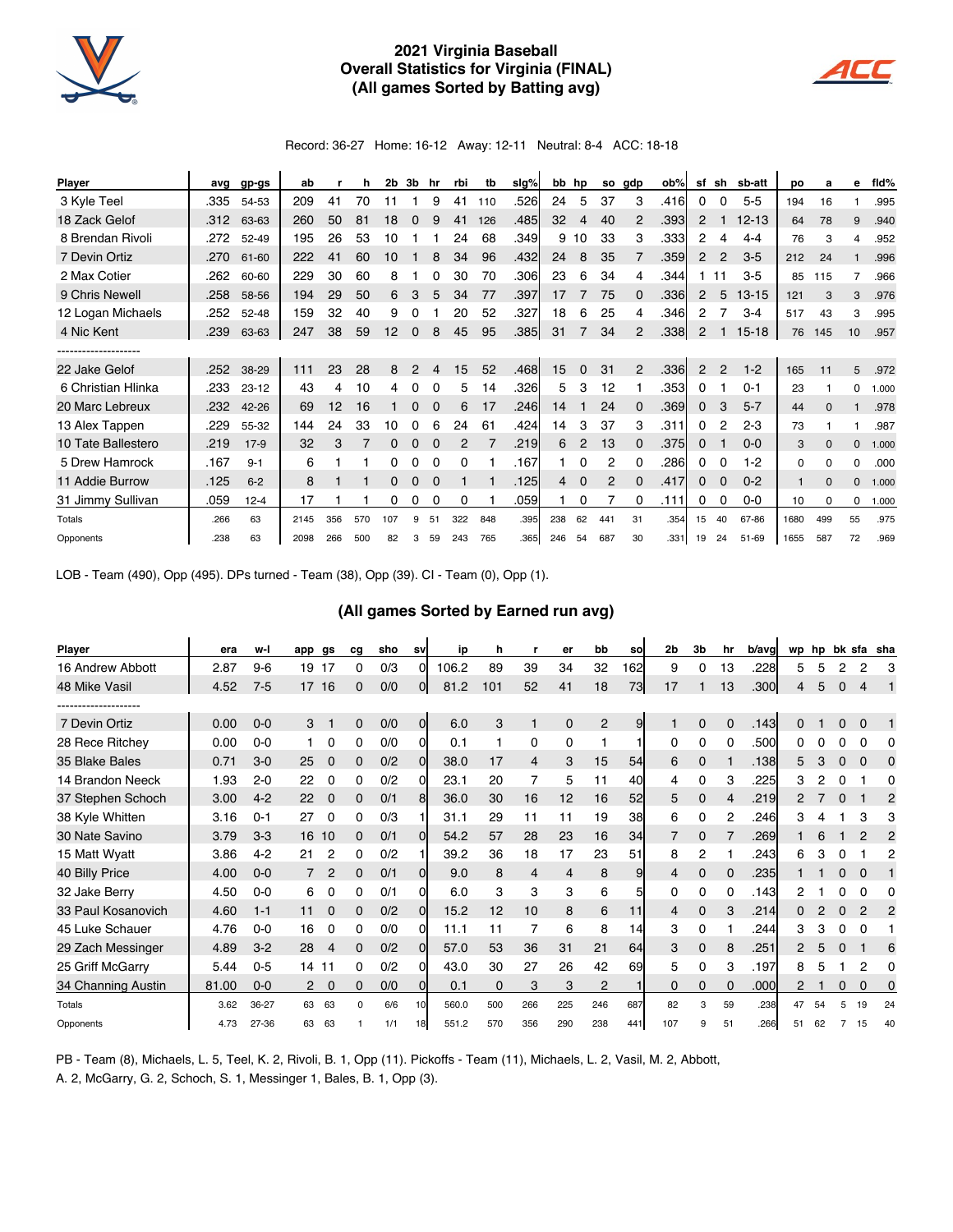# 2021 Virginia Baseball
## Overall Statistics for Virginia (FINAL)
## (All games Sorted by Batting avg)

Record: 36-27 Home: 16-12 Away: 12-11 Neutral: 8-4 ACC: 18-18

| Player | avg | gp-gs | ab | r | h | 2b | 3b | hr | rbi | tb | slg% | bb | hp | so | gdp | ob% | sf | sh | sb-att | po | a | e | fld% |
|---|---|---|---|---|---|---|---|---|---|---|---|---|---|---|---|---|---|---|---|---|---|---|---|
| 3 Kyle Teel | .335 | 54-53 | 209 | 41 | 70 | 11 | 1 | 9 | 41 | 110 | .526 | 24 | 5 | 37 | 3 | .416 | 0 | 0 | 5-5 | 194 | 16 | 1 | .995 |
| 18 Zack Gelof | .312 | 63-63 | 260 | 50 | 81 | 18 | 0 | 9 | 41 | 126 | .485 | 32 | 4 | 40 | 2 | .393 | 2 | 1 | 12-13 | 64 | 78 | 9 | .940 |
| 8 Brendan Rivoli | .272 | 52-49 | 195 | 26 | 53 | 10 | 1 | 1 | 24 | 68 | .349 | 9 | 10 | 33 | 3 | .333 | 2 | 4 | 4-4 | 76 | 3 | 4 | .952 |
| 7 Devin Ortiz | .270 | 61-60 | 222 | 41 | 60 | 10 | 1 | 8 | 34 | 96 | .432 | 24 | 8 | 35 | 7 | .359 | 2 | 2 | 3-5 | 212 | 24 | 1 | .996 |
| 2 Max Cotier | .262 | 60-60 | 229 | 30 | 60 | 8 | 1 | 0 | 30 | 70 | .306 | 23 | 6 | 34 | 4 | .344 | 1 | 11 | 3-5 | 85 | 115 | 7 | .966 |
| 9 Chris Newell | .258 | 58-56 | 194 | 29 | 50 | 6 | 3 | 5 | 34 | 77 | .397 | 17 | 7 | 75 | 0 | .336 | 2 | 5 | 13-15 | 121 | 3 | 3 | .976 |
| 12 Logan Michaels | .252 | 52-48 | 159 | 32 | 40 | 9 | 0 | 1 | 20 | 52 | .327 | 18 | 6 | 25 | 4 | .346 | 2 | 7 | 3-4 | 517 | 43 | 3 | .995 |
| 4 Nic Kent | .239 | 63-63 | 247 | 38 | 59 | 12 | 0 | 8 | 45 | 95 | .385 | 31 | 7 | 34 | 2 | .338 | 2 | 1 | 15-18 | 76 | 145 | 10 | .957 |
| -------------------- | | | | | | | | | | | | | | | | | | | | | | | |
| 22 Jake Gelof | .252 | 38-29 | 111 | 23 | 28 | 8 | 2 | 4 | 15 | 52 | .468 | 15 | 0 | 31 | 2 | .336 | 2 | 2 | 1-2 | 165 | 11 | 5 | .972 |
| 6 Christian Hlinka | .233 | 23-12 | 43 | 4 | 10 | 4 | 0 | 0 | 5 | 14 | .326 | 5 | 3 | 12 | 1 | .353 | 0 | 1 | 0-1 | 23 | 1 | 0 | 1.000 |
| 20 Marc Lebreux | .232 | 42-26 | 69 | 12 | 16 | 1 | 0 | 0 | 6 | 17 | .246 | 14 | 1 | 24 | 0 | .369 | 0 | 3 | 5-7 | 44 | 0 | 1 | .978 |
| 13 Alex Tappen | .229 | 55-32 | 144 | 24 | 33 | 10 | 0 | 6 | 24 | 61 | .424 | 14 | 3 | 37 | 3 | .311 | 0 | 2 | 2-3 | 73 | 1 | 1 | .987 |
| 10 Tate Ballestero | .219 | 17-9 | 32 | 3 | 7 | 0 | 0 | 0 | 2 | 7 | .219 | 6 | 2 | 13 | 0 | .375 | 0 | 1 | 0-0 | 3 | 0 | 0 | 1.000 |
| 5 Drew Hamrock | .167 | 9-1 | 6 | 1 | 1 | 0 | 0 | 0 | 0 | 1 | .167 | 1 | 0 | 2 | 0 | .286 | 0 | 0 | 1-2 | 0 | 0 | 0 | .000 |
| 11 Addie Burrow | .125 | 6-2 | 8 | 1 | 1 | 0 | 0 | 0 | 1 | 1 | .125 | 4 | 0 | 2 | 0 | .417 | 0 | 0 | 0-2 | 1 | 0 | 0 | 1.000 |
| 31 Jimmy Sullivan | .059 | 12-4 | 17 | 1 | 1 | 0 | 0 | 0 | 0 | 1 | .059 | 1 | 0 | 7 | 0 | .111 | 0 | 0 | 0-0 | 10 | 0 | 0 | 1.000 |
| Totals | .266 | 63 | 2145 | 356 | 570 | 107 | 9 | 51 | 322 | 848 | .395 | 238 | 62 | 441 | 31 | .354 | 15 | 40 | 67-86 | 1680 | 499 | 55 | .975 |
| Opponents | .238 | 63 | 2098 | 266 | 500 | 82 | 3 | 59 | 243 | 765 | .365 | 246 | 54 | 687 | 30 | .331 | 19 | 24 | 51-69 | 1655 | 587 | 72 | .969 |

LOB - Team (490), Opp (495). DPs turned - Team (38), Opp (39). CI - Team (0), Opp (1).

## (All games Sorted by Earned run avg)

| Player | era | w-l | app | gs | cg | sho | sv | ip | h | r | er | bb | so | 2b | 3b | hr | b/avg | wp | hp | bk | sfa | sha |
|---|---|---|---|---|---|---|---|---|---|---|---|---|---|---|---|---|---|---|---|---|---|---|
| 16 Andrew Abbott | 2.87 | 9-6 | 19 | 17 | 0 | 0/3 | 0 | 106.2 | 89 | 39 | 34 | 32 | 162 | 9 | 0 | 13 | .228 | 5 | 5 | 2 | 2 | 3 |
| 48 Mike Vasil | 4.52 | 7-5 | 17 | 16 | 0 | 0/0 | 0 | 81.2 | 101 | 52 | 41 | 18 | 73 | 17 | 1 | 13 | .300 | 4 | 5 | 0 | 4 | 1 |
| -------------------- | | | | | | | | | | | | | | | | | | | | | | |
| 7 Devin Ortiz | 0.00 | 0-0 | 3 | 1 | 0 | 0/0 | 0 | 6.0 | 3 | 1 | 0 | 2 | 9 | 1 | 0 | 0 | .143 | 0 | 1 | 0 | 0 | 1 |
| 28 Rece Ritchey | 0.00 | 0-0 | 1 | 0 | 0 | 0/0 | 0 | 0.1 | 1 | 0 | 0 | 1 | 1 | 0 | 0 | 0 | .500 | 0 | 0 | 0 | 0 | 0 |
| 35 Blake Bales | 0.71 | 3-0 | 25 | 0 | 0 | 0/2 | 0 | 38.0 | 17 | 4 | 3 | 15 | 54 | 6 | 0 | 1 | .138 | 5 | 3 | 0 | 0 | 0 |
| 14 Brandon Neeck | 1.93 | 2-0 | 22 | 0 | 0 | 0/2 | 0 | 23.1 | 20 | 7 | 5 | 11 | 40 | 4 | 0 | 3 | .225 | 3 | 2 | 0 | 1 | 0 |
| 37 Stephen Schoch | 3.00 | 4-2 | 22 | 0 | 0 | 0/1 | 8 | 36.0 | 30 | 16 | 12 | 16 | 52 | 5 | 0 | 4 | .219 | 2 | 7 | 0 | 1 | 2 |
| 38 Kyle Whitten | 3.16 | 0-1 | 27 | 0 | 0 | 0/3 | 1 | 31.1 | 29 | 11 | 11 | 19 | 38 | 6 | 0 | 2 | .246 | 3 | 4 | 1 | 3 | 3 |
| 30 Nate Savino | 3.79 | 3-3 | 16 | 10 | 0 | 0/1 | 0 | 54.2 | 57 | 28 | 23 | 16 | 34 | 7 | 0 | 7 | .269 | 1 | 6 | 1 | 2 | 2 |
| 15 Matt Wyatt | 3.86 | 4-2 | 21 | 2 | 0 | 0/2 | 1 | 39.2 | 36 | 18 | 17 | 23 | 51 | 8 | 2 | 1 | .243 | 6 | 3 | 0 | 1 | 2 |
| 40 Billy Price | 4.00 | 0-0 | 7 | 2 | 0 | 0/1 | 0 | 9.0 | 8 | 4 | 4 | 8 | 9 | 4 | 0 | 0 | .235 | 1 | 1 | 0 | 0 | 1 |
| 32 Jake Berry | 4.50 | 0-0 | 6 | 0 | 0 | 0/1 | 0 | 6.0 | 3 | 3 | 3 | 6 | 5 | 0 | 0 | 0 | .143 | 2 | 1 | 0 | 0 | 0 |
| 33 Paul Kosanovich | 4.60 | 1-1 | 11 | 0 | 0 | 0/2 | 0 | 15.2 | 12 | 10 | 8 | 6 | 11 | 4 | 0 | 3 | .214 | 0 | 2 | 0 | 2 | 2 |
| 45 Luke Schauer | 4.76 | 0-0 | 16 | 0 | 0 | 0/0 | 0 | 11.1 | 11 | 7 | 6 | 8 | 14 | 3 | 0 | 1 | .244 | 3 | 3 | 0 | 0 | 1 |
| 29 Zach Messinger | 4.89 | 3-2 | 28 | 4 | 0 | 0/2 | 0 | 57.0 | 53 | 36 | 31 | 21 | 64 | 3 | 0 | 8 | .251 | 2 | 5 | 0 | 1 | 6 |
| 25 Griff McGarry | 5.44 | 0-5 | 14 | 11 | 0 | 0/2 | 0 | 43.0 | 30 | 27 | 26 | 42 | 69 | 5 | 0 | 3 | .197 | 8 | 5 | 1 | 2 | 0 |
| 34 Channing Austin | 81.00 | 0-0 | 2 | 0 | 0 | 0/0 | 0 | 0.1 | 0 | 3 | 3 | 2 | 1 | 0 | 0 | 0 | .000 | 2 | 1 | 0 | 0 | 0 |
| Totals | 3.62 | 36-27 | 63 | 63 | 0 | 6/6 | 10 | 560.0 | 500 | 266 | 225 | 246 | 687 | 82 | 3 | 59 | .238 | 47 | 54 | 5 | 19 | 24 |
| Opponents | 4.73 | 27-36 | 63 | 63 | 1 | 1/1 | 18 | 551.2 | 570 | 356 | 290 | 238 | 441 | 107 | 9 | 51 | .266 | 51 | 62 | 7 | 15 | 40 |

PB - Team (8), Michaels, L. 5, Teel, K. 2, Rivoli, B. 1, Opp (11). Pickoffs - Team (11), Michaels, L. 2, Vasil, M. 2, Abbott, A. 2, McGarry, G. 2, Schoch, S. 1, Messinger 1, Bales, B. 1, Opp (3).